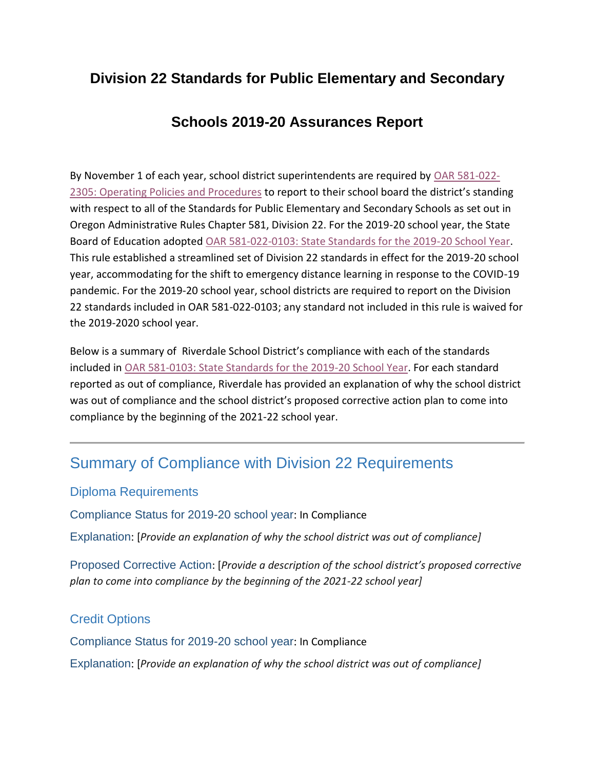# Division 22 Standards for Public Elementary and Secondary Schools 2019-20 Assurances Report

By November 1 of each year, school district superintendents are required by OAR 581-022-2305: Operating Policies and Procedures to report to their school board the district's standing with respect to all of the Standards for Public Elementary and Secondary Schools as set out in Oregon Administrative Rules Chapter 581, Division 22. For the 2019-20 school year, the State Board of Education adopted OAR 581-022-0103: State Standards for the 2019-20 School Year. This rule established a streamlined set of Division 22 standards in effect for the 2019-20 school year, accommodating for the shift to emergency distance learning in response to the COVID-19 pandemic. For the 2019-20 school year, school districts are required to report on the Division 22 standards included in OAR 581-022-0103; any standard not included in this rule is waived for the 2019-2020 school year.

Below is a summary of Riverdale School District's compliance with each of the standards included in OAR 581-0103: State Standards for the 2019-20 School Year. For each standard reported as out of compliance, Riverdale has provided an explanation of why the school district was out of compliance and the school district's proposed corrective action plan to come into compliance by the beginning of the 2021-22 school year.

---

## Summary of Compliance with Division 22 Requirements

### Diploma Requirements

Compliance Status for 2019-20 school year: In Compliance

Explanation: [*Provide an explanation of why the school district was out of compliance]*

Proposed Corrective Action: [*Provide a description of the school district's proposed corrective plan to come into compliance by the beginning of the 2021-22 school year]*

### Credit Options

Compliance Status for 2019-20 school year: In Compliance

Explanation: [*Provide an explanation of why the school district was out of compliance]*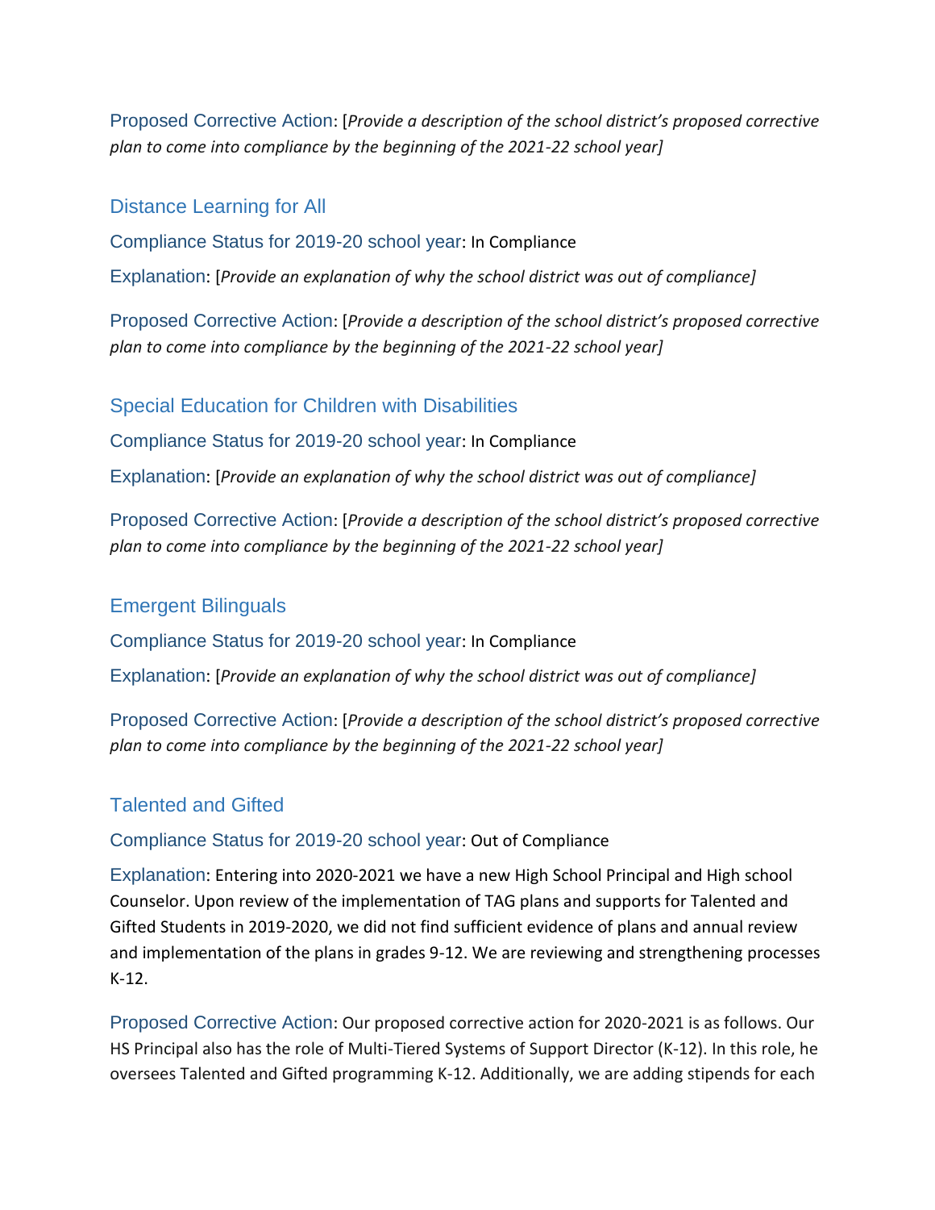Proposed Corrective Action: [*Provide a description of the school district's proposed corrective plan to come into compliance by the beginning of the 2021-22 school year]*

## Distance Learning for All

Compliance Status for 2019-20 school year: In Compliance

Explanation: [*Provide an explanation of why the school district was out of compliance]*

Proposed Corrective Action: [*Provide a description of the school district's proposed corrective plan to come into compliance by the beginning of the 2021-22 school year]*

## Special Education for Children with Disabilities

Compliance Status for 2019-20 school year: In Compliance

Explanation: [*Provide an explanation of why the school district was out of compliance]*

Proposed Corrective Action: [*Provide a description of the school district's proposed corrective plan to come into compliance by the beginning of the 2021-22 school year]*

## Emergent Bilinguals

Compliance Status for 2019-20 school year: In Compliance

Explanation: [*Provide an explanation of why the school district was out of compliance]*

Proposed Corrective Action: [*Provide a description of the school district's proposed corrective plan to come into compliance by the beginning of the 2021-22 school year]*

## Talented and Gifted

Compliance Status for 2019-20 school year: Out of Compliance

Explanation: Entering into 2020-2021 we have a new High School Principal and High school Counselor. Upon review of the implementation of TAG plans and supports for Talented and Gifted Students in 2019-2020, we did not find sufficient evidence of plans and annual review and implementation of the plans in grades 9-12. We are reviewing and strengthening processes K-12.

Proposed Corrective Action: Our proposed corrective action for 2020-2021 is as follows. Our HS Principal also has the role of Multi-Tiered Systems of Support Director (K-12). In this role, he oversees Talented and Gifted programming K-12. Additionally, we are adding stipends for each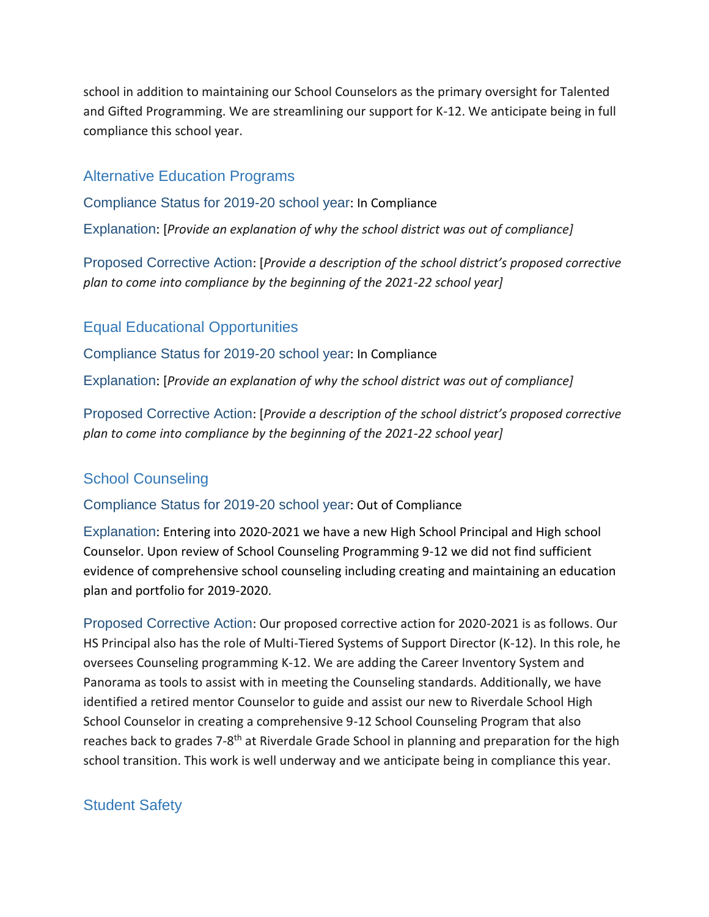school in addition to maintaining our School Counselors as the primary oversight for Talented and Gifted Programming. We are streamlining our support for K-12. We anticipate being in full compliance this school year.

## Alternative Education Programs

Compliance Status for 2019-20 school year: In Compliance

Explanation: [*Provide an explanation of why the school district was out of compliance]*

Proposed Corrective Action: [*Provide a description of the school district's proposed corrective plan to come into compliance by the beginning of the 2021-22 school year]*

## Equal Educational Opportunities

Compliance Status for 2019-20 school year: In Compliance

Explanation: [*Provide an explanation of why the school district was out of compliance]*

Proposed Corrective Action: [*Provide a description of the school district's proposed corrective plan to come into compliance by the beginning of the 2021-22 school year]*

## School Counseling

Compliance Status for 2019-20 school year: Out of Compliance

Explanation: Entering into 2020-2021 we have a new High School Principal and High school Counselor. Upon review of School Counseling Programming 9-12 we did not find sufficient evidence of comprehensive school counseling including creating and maintaining an education plan and portfolio for 2019-2020.

Proposed Corrective Action: Our proposed corrective action for 2020-2021 is as follows. Our HS Principal also has the role of Multi-Tiered Systems of Support Director (K-12). In this role, he oversees Counseling programming K-12. We are adding the Career Inventory System and Panorama as tools to assist with in meeting the Counseling standards. Additionally, we have identified a retired mentor Counselor to guide and assist our new to Riverdale School High School Counselor in creating a comprehensive 9-12 School Counseling Program that also reaches back to grades 7-8th at Riverdale Grade School in planning and preparation for the high school transition. This work is well underway and we anticipate being in compliance this year.

## Student Safety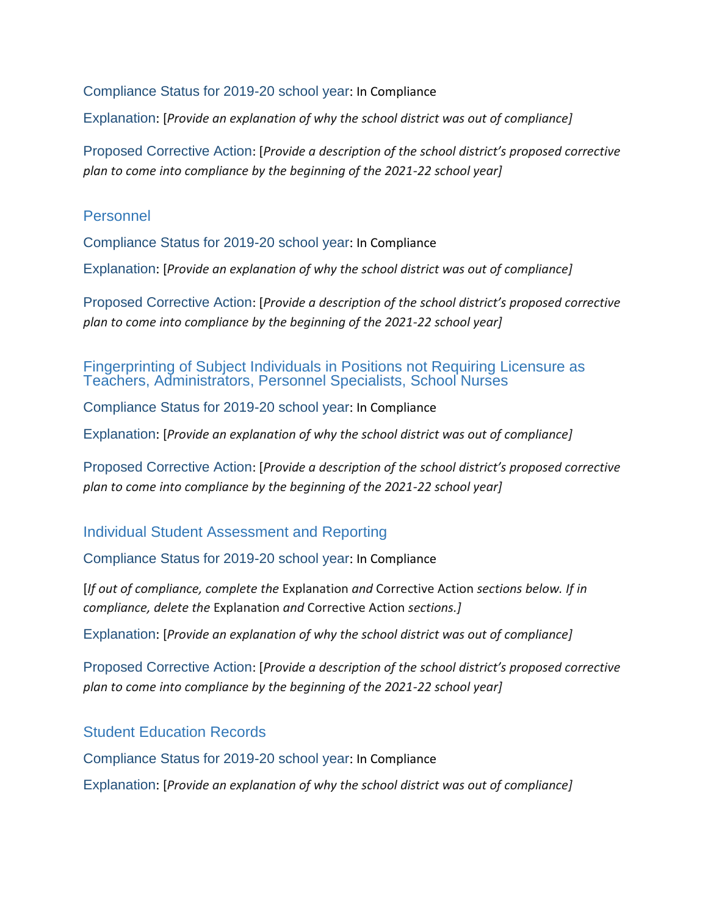Compliance Status for 2019-20 school year: In Compliance

Explanation: [*Provide an explanation of why the school district was out of compliance]*

Proposed Corrective Action: [*Provide a description of the school district's proposed corrective plan to come into compliance by the beginning of the 2021-22 school year]*

## Personnel

Compliance Status for 2019-20 school year: In Compliance

Explanation: [*Provide an explanation of why the school district was out of compliance]*

Proposed Corrective Action: [*Provide a description of the school district's proposed corrective plan to come into compliance by the beginning of the 2021-22 school year]*

## Fingerprinting of Subject Individuals in Positions not Requiring Licensure as Teachers, Administrators, Personnel Specialists, School Nurses

Compliance Status for 2019-20 school year: In Compliance

Explanation: [*Provide an explanation of why the school district was out of compliance]*

Proposed Corrective Action: [*Provide a description of the school district's proposed corrective plan to come into compliance by the beginning of the 2021-22 school year]*

## Individual Student Assessment and Reporting

Compliance Status for 2019-20 school year: In Compliance

[*If out of compliance, complete the* Explanation *and* Corrective Action *sections below. If in compliance, delete the* Explanation *and* Corrective Action *sections.]*

Explanation: [*Provide an explanation of why the school district was out of compliance]*

Proposed Corrective Action: [*Provide a description of the school district's proposed corrective plan to come into compliance by the beginning of the 2021-22 school year]*

## Student Education Records

Compliance Status for 2019-20 school year: In Compliance

Explanation: [*Provide an explanation of why the school district was out of compliance]*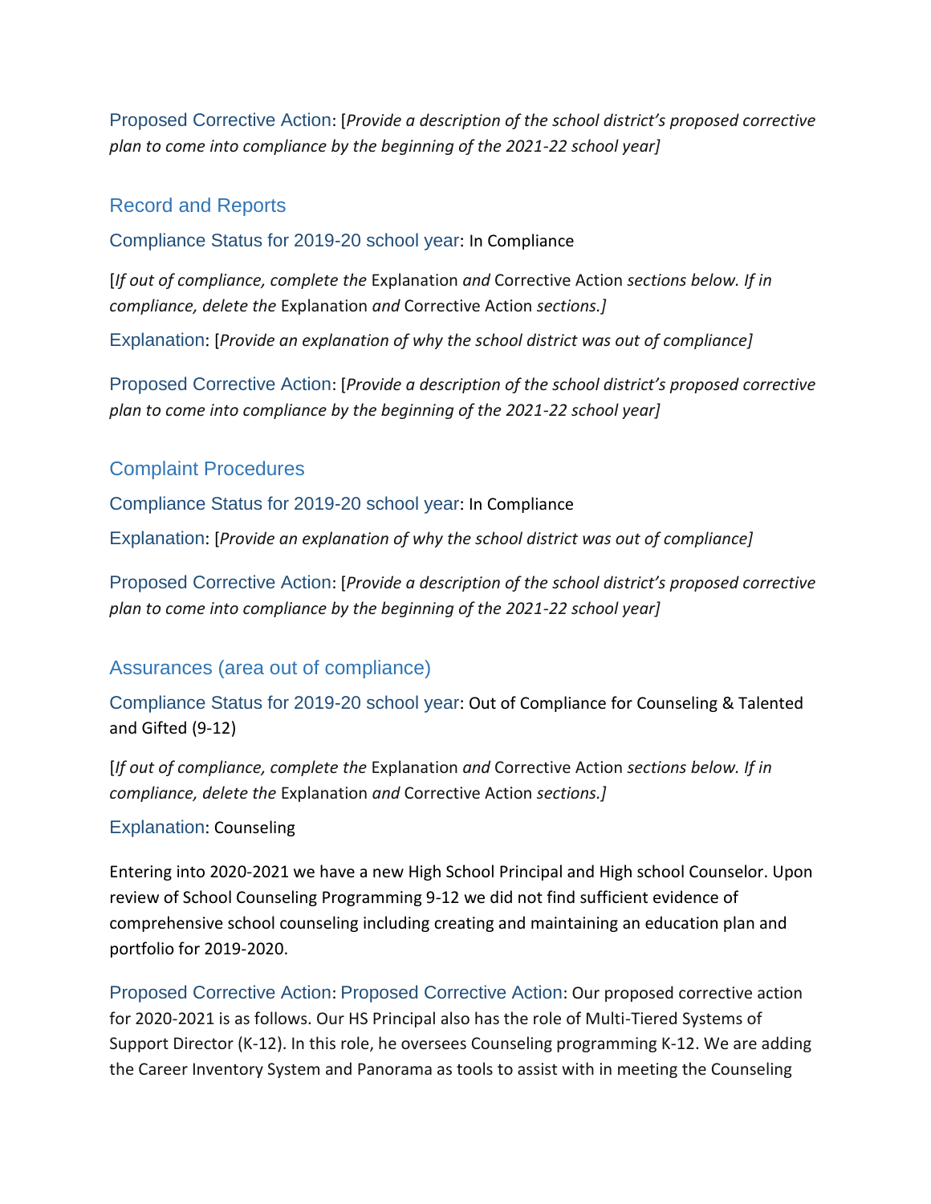Proposed Corrective Action: [*Provide a description of the school district's proposed corrective plan to come into compliance by the beginning of the 2021-22 school year]*

## Record and Reports

Compliance Status for 2019-20 school year: In Compliance

[*If out of compliance, complete the* Explanation *and* Corrective Action *sections below. If in compliance, delete the* Explanation *and* Corrective Action *sections.]*

Explanation: [*Provide an explanation of why the school district was out of compliance]*

Proposed Corrective Action: [*Provide a description of the school district's proposed corrective plan to come into compliance by the beginning of the 2021-22 school year]*

## Complaint Procedures

Compliance Status for 2019-20 school year: In Compliance

Explanation: [*Provide an explanation of why the school district was out of compliance]*

Proposed Corrective Action: [*Provide a description of the school district's proposed corrective plan to come into compliance by the beginning of the 2021-22 school year]*

## Assurances (area out of compliance)

Compliance Status for 2019-20 school year: Out of Compliance for Counseling & Talented and Gifted (9-12)

[*If out of compliance, complete the* Explanation *and* Corrective Action *sections below. If in compliance, delete the* Explanation *and* Corrective Action *sections.]*

Explanation: Counseling

Entering into 2020-2021 we have a new High School Principal and High school Counselor. Upon review of School Counseling Programming 9-12 we did not find sufficient evidence of comprehensive school counseling including creating and maintaining an education plan and portfolio for 2019-2020.

Proposed Corrective Action: Proposed Corrective Action: Our proposed corrective action for 2020-2021 is as follows. Our HS Principal also has the role of Multi-Tiered Systems of Support Director (K-12). In this role, he oversees Counseling programming K-12. We are adding the Career Inventory System and Panorama as tools to assist with in meeting the Counseling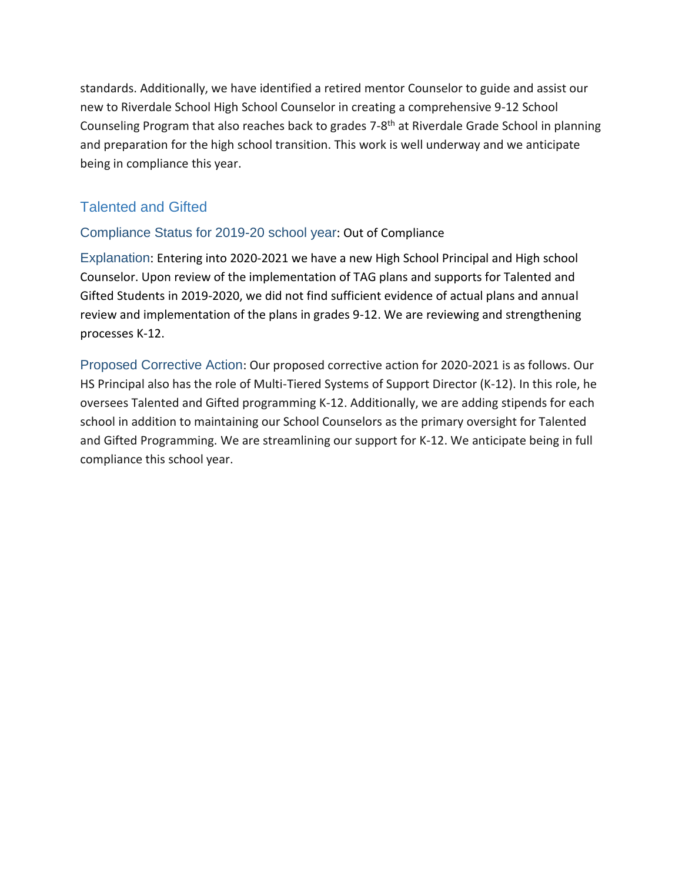standards. Additionally, we have identified a retired mentor Counselor to guide and assist our new to Riverdale School High School Counselor in creating a comprehensive 9-12 School Counseling Program that also reaches back to grades 7-8th at Riverdale Grade School in planning and preparation for the high school transition. This work is well underway and we anticipate being in compliance this year.

## Talented and Gifted

### Compliance Status for 2019-20 school year: Out of Compliance

Explanation: Entering into 2020-2021 we have a new High School Principal and High school Counselor. Upon review of the implementation of TAG plans and supports for Talented and Gifted Students in 2019-2020, we did not find sufficient evidence of actual plans and annual review and implementation of the plans in grades 9-12. We are reviewing and strengthening processes K-12.

Proposed Corrective Action: Our proposed corrective action for 2020-2021 is as follows. Our HS Principal also has the role of Multi-Tiered Systems of Support Director (K-12). In this role, he oversees Talented and Gifted programming K-12. Additionally, we are adding stipends for each school in addition to maintaining our School Counselors as the primary oversight for Talented and Gifted Programming. We are streamlining our support for K-12. We anticipate being in full compliance this school year.